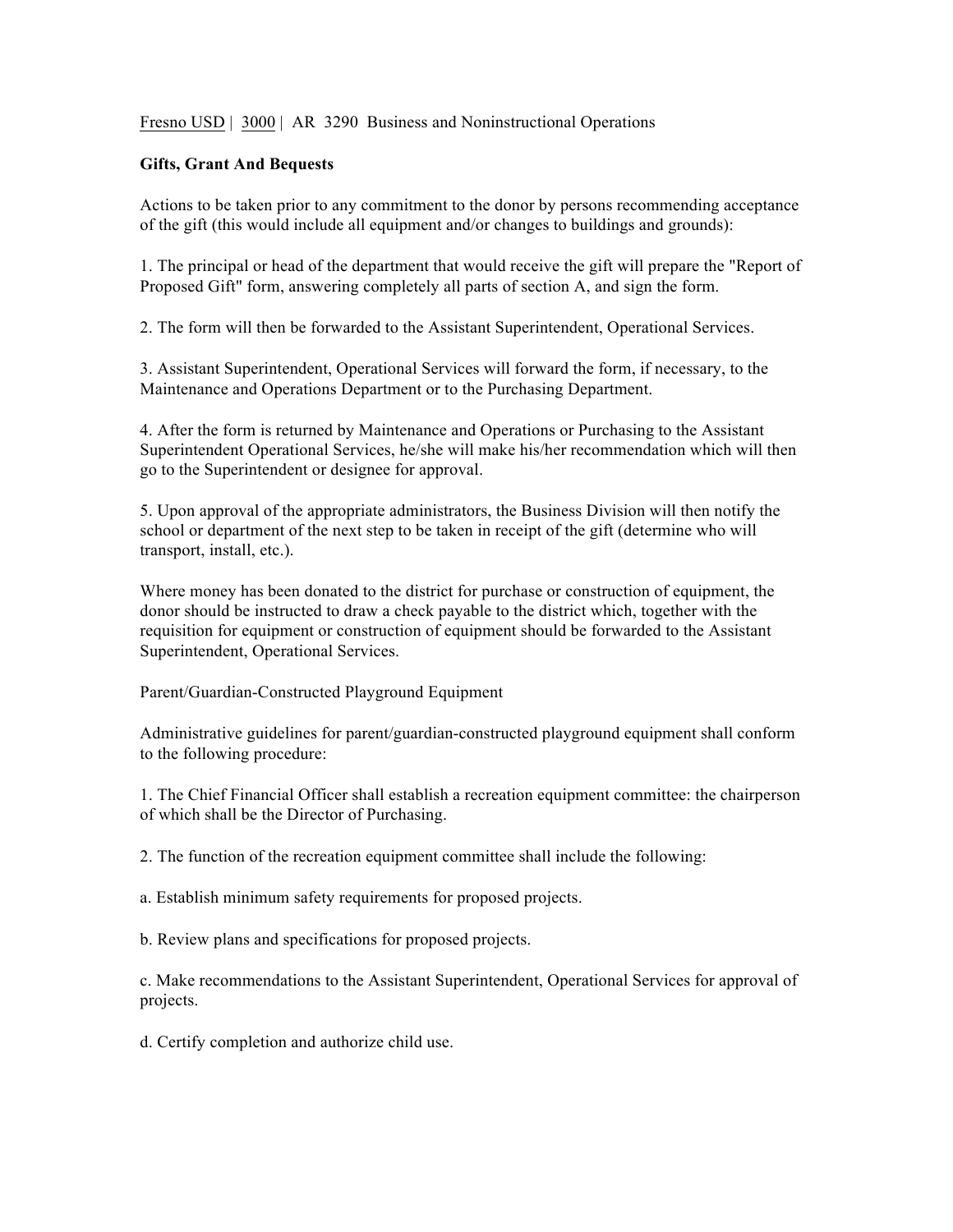Fresno USD | 3000 | AR 3290 Business and Noninstructional Operations

**Gifts, Grant And Bequests**

Actions to be taken prior to any commitment to the donor by persons recommending acceptance of the gift (this would include all equipment and/or changes to buildings and grounds):

1. The principal or head of the department that would receive the gift will prepare the "Report of Proposed Gift" form, answering completely all parts of section A, and sign the form.

2. The form will then be forwarded to the Assistant Superintendent, Operational Services.

3. Assistant Superintendent, Operational Services will forward the form, if necessary, to the Maintenance and Operations Department or to the Purchasing Department.

4. After the form is returned by Maintenance and Operations or Purchasing to the Assistant Superintendent Operational Services, he/she will make his/her recommendation which will then go to the Superintendent or designee for approval.

5. Upon approval of the appropriate administrators, the Business Division will then notify the school or department of the next step to be taken in receipt of the gift (determine who will transport, install, etc.).

Where money has been donated to the district for purchase or construction of equipment, the donor should be instructed to draw a check payable to the district which, together with the requisition for equipment or construction of equipment should be forwarded to the Assistant Superintendent, Operational Services.

Parent/Guardian-Constructed Playground Equipment

Administrative guidelines for parent/guardian-constructed playground equipment shall conform to the following procedure:

1. The Chief Financial Officer shall establish a recreation equipment committee: the chairperson of which shall be the Director of Purchasing.

2. The function of the recreation equipment committee shall include the following:

a. Establish minimum safety requirements for proposed projects.

b. Review plans and specifications for proposed projects.

c. Make recommendations to the Assistant Superintendent, Operational Services for approval of projects.

d. Certify completion and authorize child use.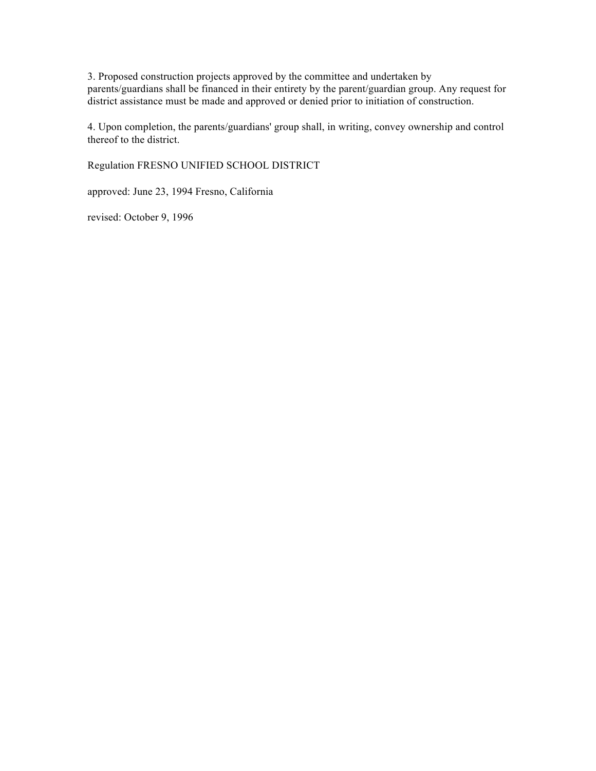3. Proposed construction projects approved by the committee and undertaken by parents/guardians shall be financed in their entirety by the parent/guardian group. Any request for district assistance must be made and approved or denied prior to initiation of construction.

4. Upon completion, the parents/guardians' group shall, in writing, convey ownership and control thereof to the district.

Regulation FRESNO UNIFIED SCHOOL DISTRICT

approved: June 23, 1994 Fresno, California

revised: October 9, 1996